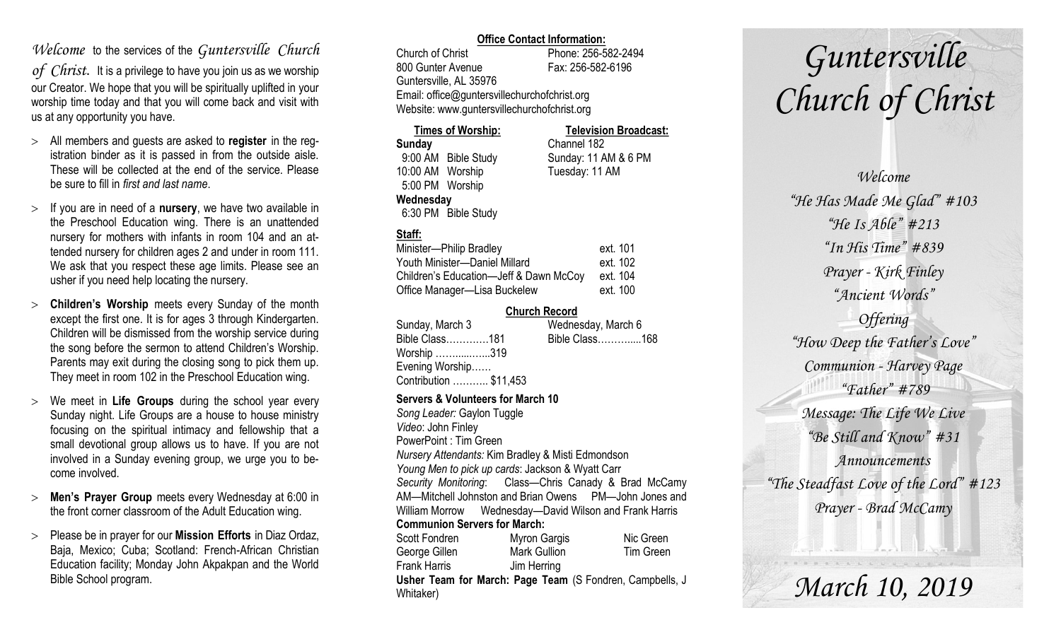*Welcome* to the services of the *Guntersville Church of Christ*. It is a privilege to have you join us as we worship our Creator. We hope that you will be spiritually uplifted in your worship time today and that you will come back and visit with us at any opportunity you have.

- All members and guests are asked to **register** in the registration binder as it is passed in from the outside aisle. These will be collected at the end of the service. Please be sure to fill in *first and last name*.
- If you are in need of a **nursery**, we have two available in the Preschool Education wing. There is an unattended nursery for mothers with infants in room 104 and an attended nursery for children ages 2 and under in room 111. We ask that you respect these age limits. Please see an usher if you need help locating the nursery.
- **Children's Worship** meets every Sunday of the month except the first one. It is for ages 3 through Kindergarten. Children will be dismissed from the worship service during the song before the sermon to attend Children's Worship. Parents may exit during the closing song to pick them up. They meet in room 102 in the Preschool Education wing.
- We meet in **Life Groups** during the school year every Sunday night. Life Groups are a house to house ministry focusing on the spiritual intimacy and fellowship that a small devotional group allows us to have. If you are not involved in a Sunday evening group, we urge you to become involved.
- **Men's Prayer Group** meets every Wednesday at 6:00 in the front corner classroom of the Adult Education wing.
- Please be in prayer for our **Mission Efforts** in Diaz Ordaz, Baja, Mexico; Cuba; Scotland: French-African Christian Education facility; Monday John Akpakpan and the World Bible School program.

**Office Contact Information:**

Church of Christ — Phone: 256-582-2494
800 Gunter Avenue — Fax: 256-582-6196
Guntersville, AL 35976
Email: office@guntersvillechurchofchrist.org
Website: www.guntersvillechurchofchrist.org

**Times of Worship:**
**Sunday**
9:00 AM Bible Study
10:00 AM Worship
5:00 PM Worship
**Wednesday**
6:30 PM Bible Study

**Television Broadcast:**
Channel 182
Sunday: 11 AM & 6 PM
Tuesday: 11 AM

**Staff:**

| | |
|---|---|
| Minister—Philip Bradley | ext. 101 |
| Youth Minister—Daniel Millard | ext. 102 |
| Children's Education—Jeff & Dawn McCoy | ext. 104 |
| Office Manager—Lisa Buckelew | ext. 100 |

**Church Record**

| Sunday, March 3 | Wednesday, March 6 |
|---|---|
| Bible Class…………181 | Bible Class………....168 |
| Worship ……......…..319 | |
| Evening Worship…… | |
| Contribution ……….. $11,453 | |

**Servers & Volunteers for March 10**

*Song Leader:* Gaylon Tuggle
*Video*: John Finley
PowerPoint : Tim Green
*Nursery Attendants:* Kim Bradley & Misti Edmondson
*Young Men to pick up cards*: Jackson & Wyatt Carr
*Security Monitoring*: Class—Chris Canady & Brad McCamy AM—Mitchell Johnston and Brian Owens PM—John Jones and William Morrow Wednesday—David Wilson and Frank Harris

**Communion Servers for March:**

| | | |
|---|---|---|
| Scott Fondren | Myron Gargis | Nic Green |
| George Gillen | Mark Gullion | Tim Green |
| Frank Harris | Jim Herring | |

**Usher Team for March: Page Team** (S Fondren, Campbells, J Whitaker)

# *Guntersville Church of Christ*

*Welcome*
*"He Has Made Me Glad" #103*
*"He Is Able" #213*
*"In His Time" #839*
*Prayer - Kirk Finley*
*"Ancient Words"*
*Offering*
*"How Deep the Father's Love"*
*Communion - Harvey Page*
*"Father" #789*
*Message: The Life We Live*
*"Be Still and Know" #31*
*Announcements*
*"The Steadfast Love of the Lord" #123*
*Prayer - Brad McCamy*

## *March 10, 2019*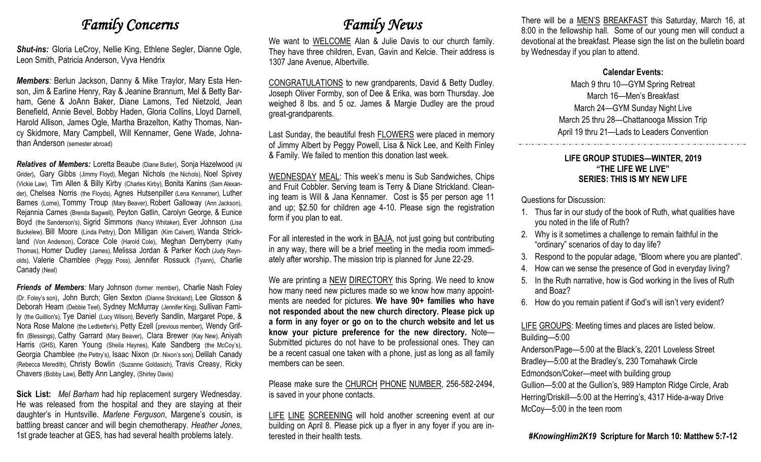# Family Concerns

***Shut-ins:*** Gloria LeCroy, Nellie King, Ethlene Segler, Dianne Ogle, Leon Smith, Patricia Anderson, Vyva Hendrix

***Members:*** Berlun Jackson, Danny & Mike Traylor, Mary Esta Henson, Jim & Earline Henry, Ray & Jeanine Brannum, Mel & Betty Barham, Gene & JoAnn Baker, Diane Lamons, Ted Nietzold, Jean Benefield, Annie Bevel, Bobby Haden, Gloria Collins, Lloyd Darnell, Harold Allison, James Ogle, Martha Brazelton, Kathy Thomas, Nancy Skidmore, Mary Campbell, Will Kennamer, Gene Wade, Johnathan Anderson (semester abroad)

***Relatives of Members:*** Loretta Beaube (Diane Butler), Sonja Hazelwood (Al Grider), Gary Gibbs (Jimmy Floyd), Megan Nichols (the Nichols), Noel Spivey (Vickie Law), Tim Allen & Billy Kirby (Charles Kirby), Bonita Kanins (Sam Alexander), Chelsea Norris (the Floyds), Agnes Hutsenpiller (Lena Kennamer), Luther Barnes (Lorne), Tommy Troup (Mary Beaver), Robert Galloway (Ann Jackson), Rejannia Carnes (Brenda Bagwell), Peyton Gatlin, Carolyn George, & Eunice Boyd (the Sanderson's), Sigrid Simmons (Nancy Whitaker), Ever Johnson (Lisa Buckelew), Bill Moore (Linda Pettry), Don Milligan (Kim Calvert), Wanda Strickland (Von Anderson), Corace Cole (Harold Cole), Meghan Derryberry (Kathy Thomas), Homer Dudley (James), Melissa Jordan & Parker Koch (Judy Reynolds), Valerie Chamblee (Peggy Poss), Jennifer Rossuck (Tyann), Charlie Canady (Neal)

***Friends of Members:*** Mary Johnson (former member), Charlie Nash Foley (Dr. Foley's son), John Burch; Glen Sexton (Dianne Strickland), Lee Glosson & Deborah Hearn (Debbie Teel), Sydney McMurray (Jennifer King), Sullivan Family (the Guillion's), Tye Daniel (Lucy Wilson), Beverly Sandlin, Margaret Pope, & Nora Rose Malone (the Ledbetter's), Petty Ezell (previous member), Wendy Griffin (Blessings), Cathy Garrard (Mary Beaver), Clara Brewer (Kay New), Aniyah Harris (GHS), Karen Young (Sheila Haynes), Kate Sandberg (the McCoy's), Georgia Chamblee (the Pettry's), Isaac Nixon (Dr. Nixon's son), Delilah Canady (Rebecca Meredith), Christy Bowlin (Suzanne Goldasich), Travis Creasy, Ricky Chavers (Bobby Law), Betty Ann Langley, (Shirley Davis)

**Sick List:** *Mel Barham* had hip replacement surgery Wednesday. He was released from the hospital and they are staying at their daughter's in Huntsville. *Marlene Ferguson*, Margene's cousin, is battling breast cancer and will begin chemotherapy. *Heather Jones*, 1st grade teacher at GES, has had several health problems lately.

# Family News

We want to WELCOME Alan & Julie Davis to our church family. They have three children, Evan, Gavin and Kelcie. Their address is 1307 Jane Avenue, Albertville.

CONGRATULATIONS to new grandparents, David & Betty Dudley. Joseph Oliver Formby, son of Dee & Erika, was born Thursday. Joe weighed 8 lbs. and 5 oz. James & Margie Dudley are the proud great-grandparents.

Last Sunday, the beautiful fresh FLOWERS were placed in memory of Jimmy Albert by Peggy Powell, Lisa & Nick Lee, and Keith Finley & Family. We failed to mention this donation last week.

WEDNESDAY MEAL: This week's menu is Sub Sandwiches, Chips and Fruit Cobbler. Serving team is Terry & Diane Strickland. Cleaning team is Will & Jana Kennamer. Cost is $5 per person age 11 and up; $2.50 for children age 4-10. Please sign the registration form if you plan to eat.

For all interested in the work in BAJA, not just going but contributing in any way, there will be a brief meeting in the media room immediately after worship. The mission trip is planned for June 22-29.

We are printing a NEW DIRECTORY this Spring. We need to know how many need new pictures made so we know how many appointments are needed for pictures. **We have 90+ families who have not responded about the new church directory. Please pick up a form in any foyer or go on to the church website and let us know your picture preference for the new directory.** Note—Submitted pictures do not have to be professional ones. They can be a recent casual one taken with a phone, just as long as all family members can be seen.

Please make sure the CHURCH PHONE NUMBER, 256-582-2494, is saved in your phone contacts.

LIFE LINE SCREENING will hold another screening event at our building on April 8. Please pick up a flyer in any foyer if you are interested in their health tests.

There will be a MEN'S BREAKFAST this Saturday, March 16, at 8:00 in the fellowship hall. Some of our young men will conduct a devotional at the breakfast. Please sign the list on the bulletin board by Wednesday if you plan to attend.

**Calendar Events:**

Mach 9 thru 10—GYM Spring Retreat
March 16—Men's Breakfast
March 24—GYM Sunday Night Live
March 25 thru 28—Chattanooga Mission Trip
April 19 thru 21—Lads to Leaders Convention

**LIFE GROUP STUDIES—WINTER, 2019**
**"THE LIFE WE LIVE"**
**SERIES: THIS IS MY NEW LIFE**

Questions for Discussion:

1. Thus far in our study of the book of Ruth, what qualities have you noted in the life of Ruth?
2. Why is it sometimes a challenge to remain faithful in the "ordinary" scenarios of day to day life?
3. Respond to the popular adage, "Bloom where you are planted".
4. How can we sense the presence of God in everyday living?
5. In the Ruth narrative, how is God working in the lives of Ruth and Boaz?
6. How do you remain patient if God's will isn't very evident?

LIFE GROUPS: Meeting times and places are listed below.
Building—5:00
Anderson/Page—5:00 at the Black's, 2201 Loveless Street
Bradley—5:00 at the Bradley's, 230 Tomahawk Circle
Edmondson/Coker—meet with building group
Gullion—5:00 at the Gullion's, 989 Hampton Ridge Circle, Arab
Herring/Driskill—5:00 at the Herring's, 4317 Hide-a-way Drive
McCoy—5:00 in the teen room

***#KnowingHim2K19* Scripture for March 10: Matthew 5:7-12**